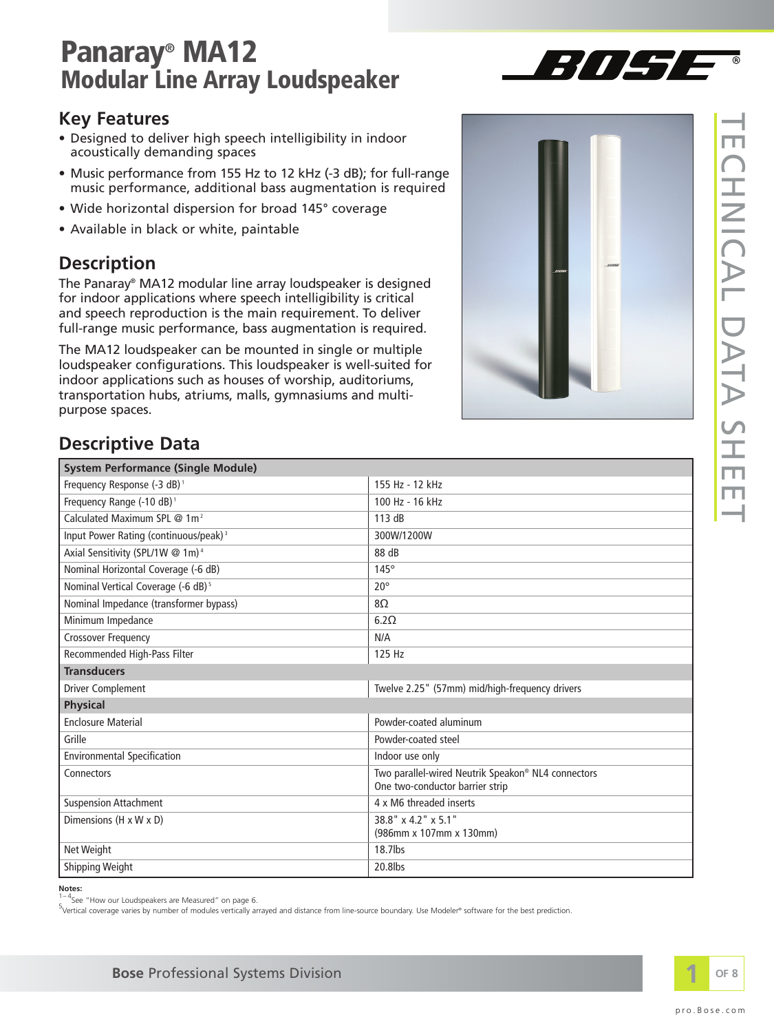# Panaray® MA12
## Modular Line Array Loudspeaker

### Key Features

- Designed to deliver high speech intelligibility in indoor acoustically demanding spaces
- Music performance from 155 Hz to 12 kHz (-3 dB); for full-range music performance, additional bass augmentation is required
- Wide horizontal dispersion for broad 145° coverage
- Available in black or white, paintable

### Description

The Panaray® MA12 modular line array loudspeaker is designed for indoor applications where speech intelligibility is critical and speech reproduction is the main requirement. To deliver full-range music performance, bass augmentation is required.

The MA12 loudspeaker can be mounted in single or multiple loudspeaker configurations. This loudspeaker is well-suited for indoor applications such as houses of worship, auditoriums, transportation hubs, atriums, malls, gymnasiums and multi-purpose spaces.

### Descriptive Data

| **System Performance (Single Module)** | |
|---|---|
| Frequency Response (-3 dB)[1] | 155 Hz - 12 kHz |
| Frequency Range (-10 dB)[1] | 100 Hz - 16 kHz |
| Calculated Maximum SPL @ 1m[2] | 113 dB |
| Input Power Rating (continuous/peak)[3] | 300W/1200W |
| Axial Sensitivity (SPL/1W @ 1m)[4] | 88 dB |
| Nominal Horizontal Coverage (-6 dB) | 145° |
| Nominal Vertical Coverage (-6 dB)[5] | 20° |
| Nominal Impedance (transformer bypass) | 8Ω |
| Minimum Impedance | 6.2Ω |
| Crossover Frequency | N/A |
| Recommended High-Pass Filter | 125 Hz |
| **Transducers** | |
| Driver Complement | Twelve 2.25" (57mm) mid/high-frequency drivers |
| **Physical** | |
| Enclosure Material | Powder-coated aluminum |
| Grille | Powder-coated steel |
| Environmental Specification | Indoor use only |
| Connectors | Two parallel-wired Neutrik Speakon® NL4 connectors<br>One two-conductor barrier strip |
| Suspension Attachment | 4 x M6 threaded inserts |
| Dimensions (H x W x D) | 38.8" x 4.2" x 5.1"<br>(986mm x 107mm x 130mm) |
| Net Weight | 18.7lbs |
| Shipping Weight | 20.8lbs |

**Notes:**

[1 – 4] See "How our Loudspeakers are Measured" on page 6.

[5] Vertical coverage varies by number of modules vertically arrayed and distance from line-source boundary. Use Modeler® software for the best prediction.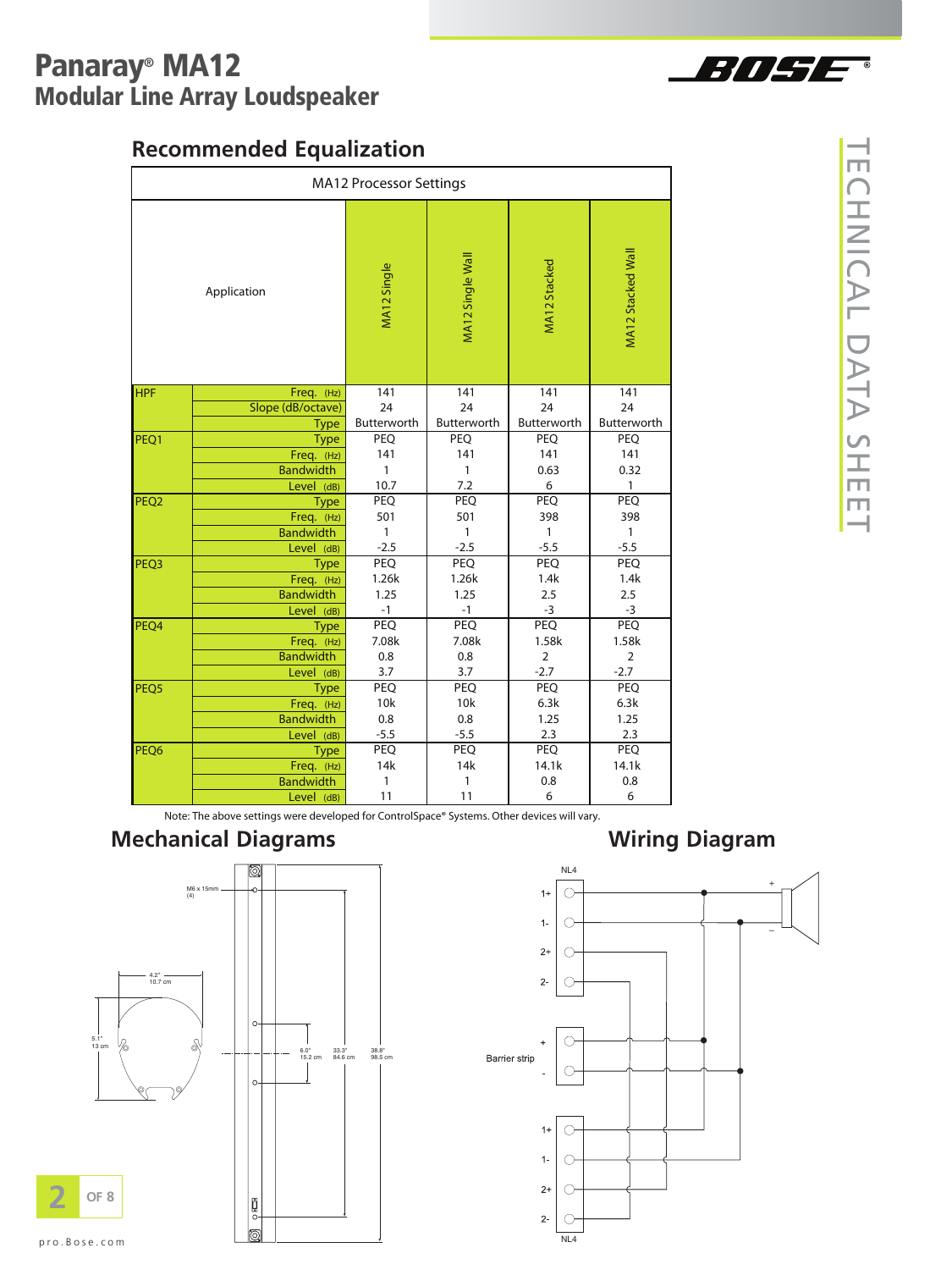# Panaray® MA12
## Modular Line Array Loudspeaker

## Recommended Equalization

| MA12 Processor Settings | | | | | |
|---|---|---|---|---|---|
| Application | | MA12 Single | MA12 Single Wall | MA12 Stacked | MA12 Stacked Wall |
| HPF | Freq. (Hz) | 141 | 141 | 141 | 141 |
| | Slope (dB/octave) | 24 | 24 | 24 | 24 |
| | Type | Butterworth | Butterworth | Butterworth | Butterworth |
| PEQ1 | Type | PEQ | PEQ | PEQ | PEQ |
| | Freq. (Hz) | 141 | 141 | 141 | 141 |
| | Bandwidth | 1 | 1 | 0.63 | 0.32 |
| | Level (dB) | 10.7 | 7.2 | 6 | 1 |
| PEQ2 | Type | PEQ | PEQ | PEQ | PEQ |
| | Freq. (Hz) | 501 | 501 | 398 | 398 |
| | Bandwidth | 1 | 1 | 1 | 1 |
| | Level (dB) | -2.5 | -2.5 | -5.5 | -5.5 |
| PEQ3 | Type | PEQ | PEQ | PEQ | PEQ |
| | Freq. (Hz) | 1.26k | 1.26k | 1.4k | 1.4k |
| | Bandwidth | 1.25 | 1.25 | 2.5 | 2.5 |
| | Level (dB) | -1 | -1 | -3 | -3 |
| PEQ4 | Type | PEQ | PEQ | PEQ | PEQ |
| | Freq. (Hz) | 7.08k | 7.08k | 1.58k | 1.58k |
| | Bandwidth | 0.8 | 0.8 | 2 | 2 |
| | Level (dB) | 3.7 | 3.7 | -2.7 | -2.7 |
| PEQ5 | Type | PEQ | PEQ | PEQ | PEQ |
| | Freq. (Hz) | 10k | 10k | 6.3k | 6.3k |
| | Bandwidth | 0.8 | 0.8 | 1.25 | 1.25 |
| | Level (dB) | -5.5 | -5.5 | 2.3 | 2.3 |
| PEQ6 | Type | PEQ | PEQ | PEQ | PEQ |
| | Freq. (Hz) | 14k | 14k | 14.1k | 14.1k |
| | Bandwidth | 1 | 1 | 0.8 | 0.8 |
| | Level (dB) | 11 | 11 | 6 | 6 |

Note: The above settings were developed for ControlSpace® Systems. Other devices will vary.

## Mechanical Diagrams

M6 x 15mm (4)

4.2" 10.7 cm

5.1" 13 cm

6.0" 15.2 cm

33.3" 84.6 cm

38.8" 98.5 cm

## Wiring Diagram

NL4: 1+, 1-, 2+, 2-

Barrier strip: +, -

NL4: 1+, 1-, 2+, 2-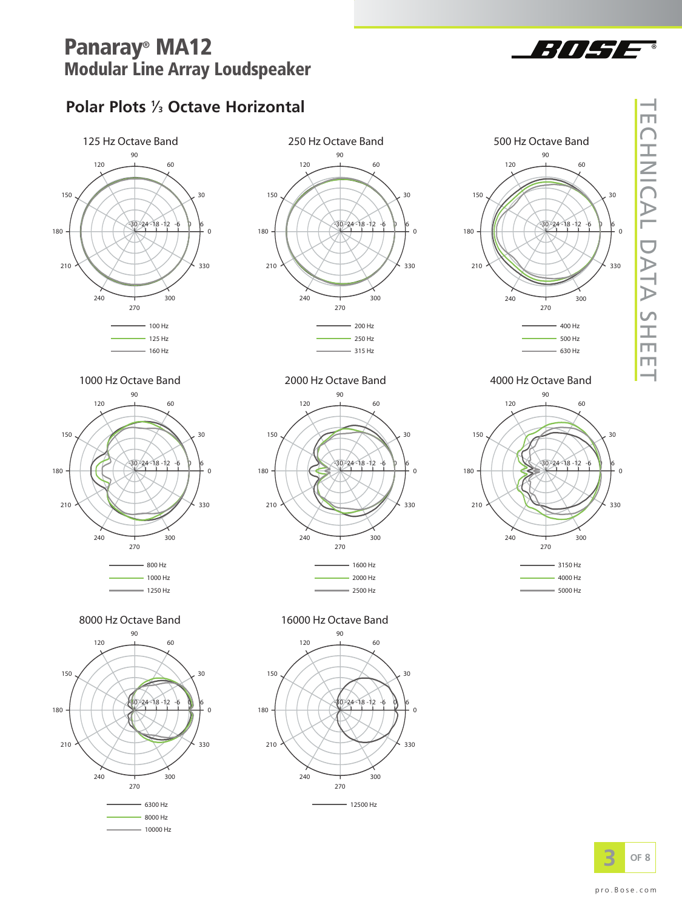# Panaray® MA12
## Modular Line Array Loudspeaker

### Polar Plots ⅓ Octave Horizontal

**125 Hz Octave Band**

100 Hz
125 Hz
160 Hz

**250 Hz Octave Band**

200 Hz
250 Hz
315 Hz

**500 Hz Octave Band**

400 Hz
500 Hz
630 Hz

**1000 Hz Octave Band**

800 Hz
1000 Hz
1250 Hz

**2000 Hz Octave Band**

1600 Hz
2000 Hz
2500 Hz

**4000 Hz Octave Band**

3150 Hz
4000 Hz
5000 Hz

**8000 Hz Octave Band**

6300 Hz
8000 Hz
10000 Hz

**16000 Hz Octave Band**

12500 Hz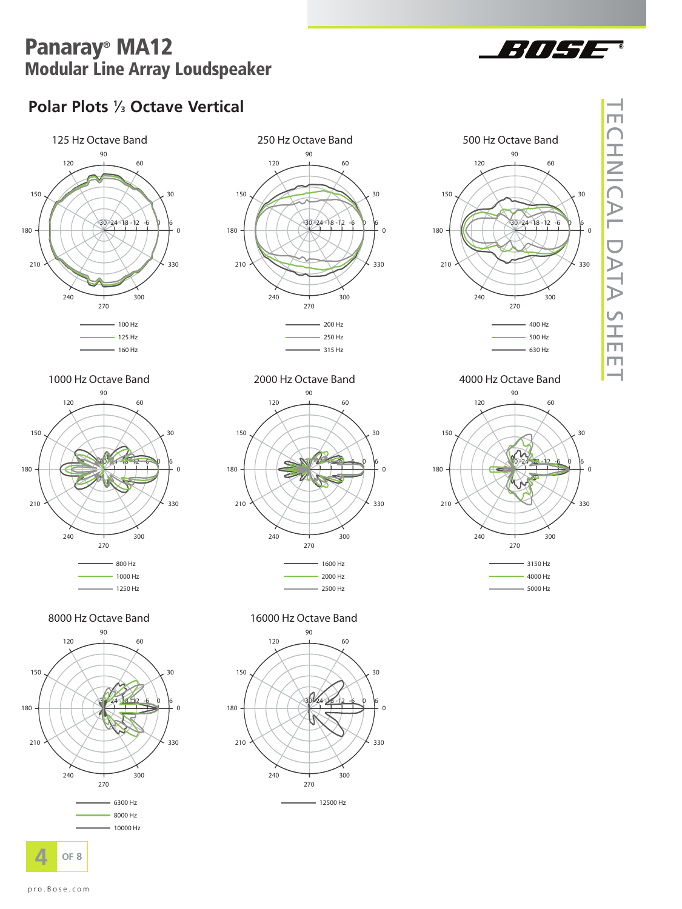# Panaray® MA12
## Modular Line Array Loudspeaker

TECHNICAL DATA SHEET

## Polar Plots ⅓ Octave Vertical

### 125 Hz Octave Band

- 100 Hz
- 125 Hz
- 160 Hz

### 250 Hz Octave Band

- 200 Hz
- 250 Hz
- 315 Hz

### 500 Hz Octave Band

- 400 Hz
- 500 Hz
- 630 Hz

### 1000 Hz Octave Band

- 800 Hz
- 1000 Hz
- 1250 Hz

### 2000 Hz Octave Band

- 1600 Hz
- 2000 Hz
- 2500 Hz

### 4000 Hz Octave Band

- 3150 Hz
- 4000 Hz
- 5000 Hz

### 8000 Hz Octave Band

- 6300 Hz
- 8000 Hz
- 10000 Hz

### 16000 Hz Octave Band

- 12500 Hz

pro.Bose.com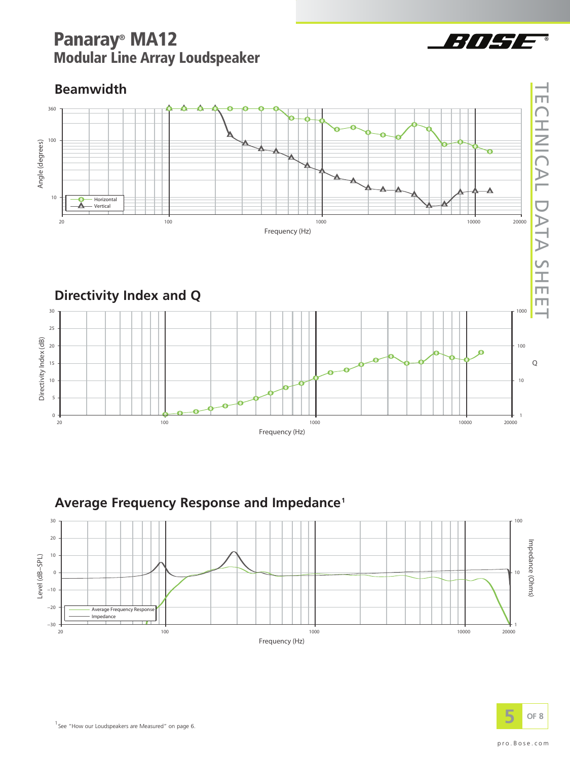# Panaray® MA12
## Modular Line Array Loudspeaker

## Beamwidth

Angle (degrees)

360
100
10

Horizontal
Vertical

20 100 1000 10000 20000

Frequency (Hz)

## Directivity Index and Q

Directivity Index (dB)

30 25 20 15 10 5 0

Q

1000 100 10 1

20 100 1000 10000 20000

Frequency (Hz)

## Average Frequency Response and Impedance[1]

Level (dB-SPL)

30 20 10 0 −10 −20 −30

Impedance (Ohms)

100 10 1

Average Frequency Response
Impedance

20 100 1000 10000 20000

Frequency (Hz)

[1] See "How our Loudspeakers are Measured" on page 6.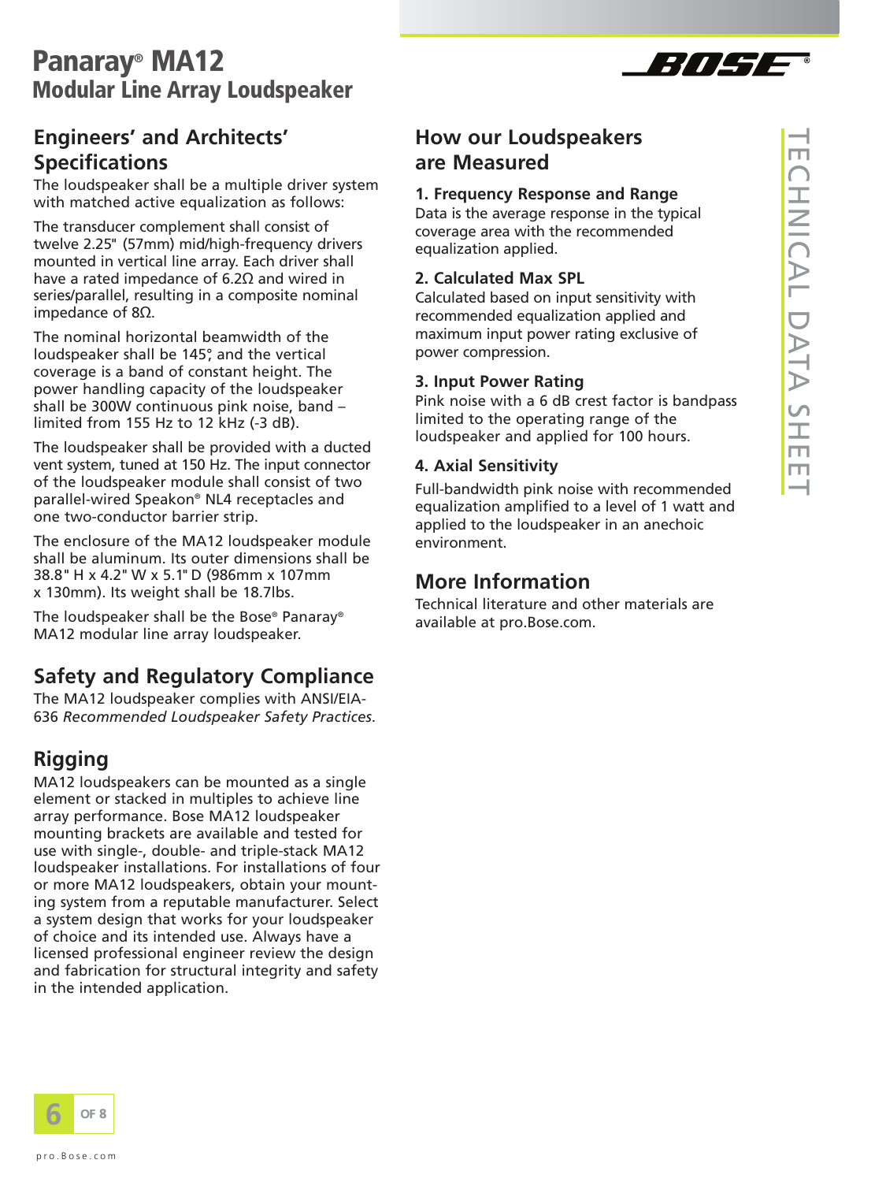# Panaray® MA12
## Modular Line Array Loudspeaker

## Engineers' and Architects' Specifications

The loudspeaker shall be a multiple driver system with matched active equalization as follows:

The transducer complement shall consist of twelve 2.25" (57mm) mid/high-frequency drivers mounted in vertical line array. Each driver shall have a rated impedance of 6.2Ω and wired in series/parallel, resulting in a composite nominal impedance of 8Ω.

The nominal horizontal beamwidth of the loudspeaker shall be 145°, and the vertical coverage is a band of constant height. The power handling capacity of the loudspeaker shall be 300W continuous pink noise, band – limited from 155 Hz to 12 kHz (-3 dB).

The loudspeaker shall be provided with a ducted vent system, tuned at 150 Hz. The input connector of the loudspeaker module shall consist of two parallel-wired Speakon® NL4 receptacles and one two-conductor barrier strip.

The enclosure of the MA12 loudspeaker module shall be aluminum. Its outer dimensions shall be 38.8" H x 4.2" W x 5.1" D (986mm x 107mm x 130mm). Its weight shall be 18.7lbs.

The loudspeaker shall be the Bose® Panaray® MA12 modular line array loudspeaker.

## Safety and Regulatory Compliance

The MA12 loudspeaker complies with ANSI/EIA-636 *Recommended Loudspeaker Safety Practices*.

## Rigging

MA12 loudspeakers can be mounted as a single element or stacked in multiples to achieve line array performance. Bose MA12 loudspeaker mounting brackets are available and tested for use with single-, double- and triple-stack MA12 loudspeaker installations. For installations of four or more MA12 loudspeakers, obtain your mounting system from a reputable manufacturer. Select a system design that works for your loudspeaker of choice and its intended use. Always have a licensed professional engineer review the design and fabrication for structural integrity and safety in the intended application.

## How our Loudspeakers are Measured

### 1. Frequency Response and Range

Data is the average response in the typical coverage area with the recommended equalization applied.

### 2. Calculated Max SPL

Calculated based on input sensitivity with recommended equalization applied and maximum input power rating exclusive of power compression.

### 3. Input Power Rating

Pink noise with a 6 dB crest factor is bandpass limited to the operating range of the loudspeaker and applied for 100 hours.

### 4. Axial Sensitivity

Full-bandwidth pink noise with recommended equalization amplified to a level of 1 watt and applied to the loudspeaker in an anechoic environment.

## More Information

Technical literature and other materials are available at pro.Bose.com.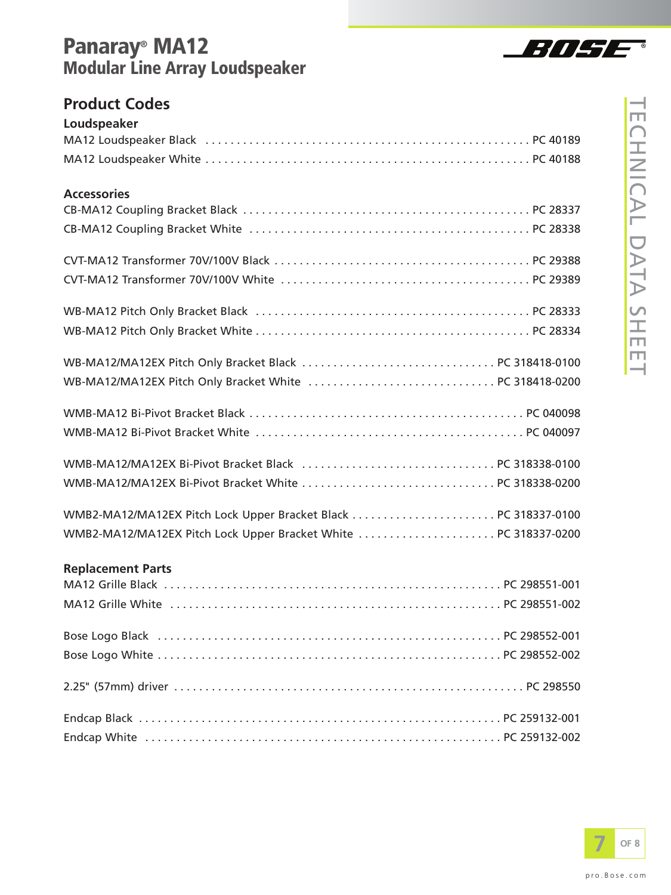# Panaray® MA12
## Modular Line Array Loudspeaker

## Product Codes

### Loudspeaker

MA12 Loudspeaker Black . . . . . . . . . . PC 40189
MA12 Loudspeaker White . . . . . . . . . . PC 40188

### Accessories

CB-MA12 Coupling Bracket Black . . . . . . . . . . PC 28337
CB-MA12 Coupling Bracket White . . . . . . . . . . PC 28338

CVT-MA12 Transformer 70V/100V Black . . . . . . . . . . PC 29388
CVT-MA12 Transformer 70V/100V White . . . . . . . . . . PC 29389

WB-MA12 Pitch Only Bracket Black . . . . . . . . . . PC 28333
WB-MA12 Pitch Only Bracket White . . . . . . . . . . PC 28334

WB-MA12/MA12EX Pitch Only Bracket Black . . . . . . . . . . PC 318418-0100
WB-MA12/MA12EX Pitch Only Bracket White . . . . . . . . . . PC 318418-0200

WMB-MA12 Bi-Pivot Bracket Black . . . . . . . . . . PC 040098
WMB-MA12 Bi-Pivot Bracket White . . . . . . . . . . PC 040097

WMB-MA12/MA12EX Bi-Pivot Bracket Black . . . . . . . . . . PC 318338-0100
WMB-MA12/MA12EX Bi-Pivot Bracket White . . . . . . . . . . PC 318338-0200

WMB2-MA12/MA12EX Pitch Lock Upper Bracket Black . . . . . . . . . . PC 318337-0100
WMB2-MA12/MA12EX Pitch Lock Upper Bracket White . . . . . . . . . . PC 318337-0200

### Replacement Parts

MA12 Grille Black . . . . . . . . . . PC 298551-001
MA12 Grille White . . . . . . . . . . PC 298551-002

Bose Logo Black . . . . . . . . . . PC 298552-001
Bose Logo White . . . . . . . . . . PC 298552-002

2.25" (57mm) driver . . . . . . . . . . PC 298550

Endcap Black . . . . . . . . . . PC 259132-001
Endcap White . . . . . . . . . . PC 259132-002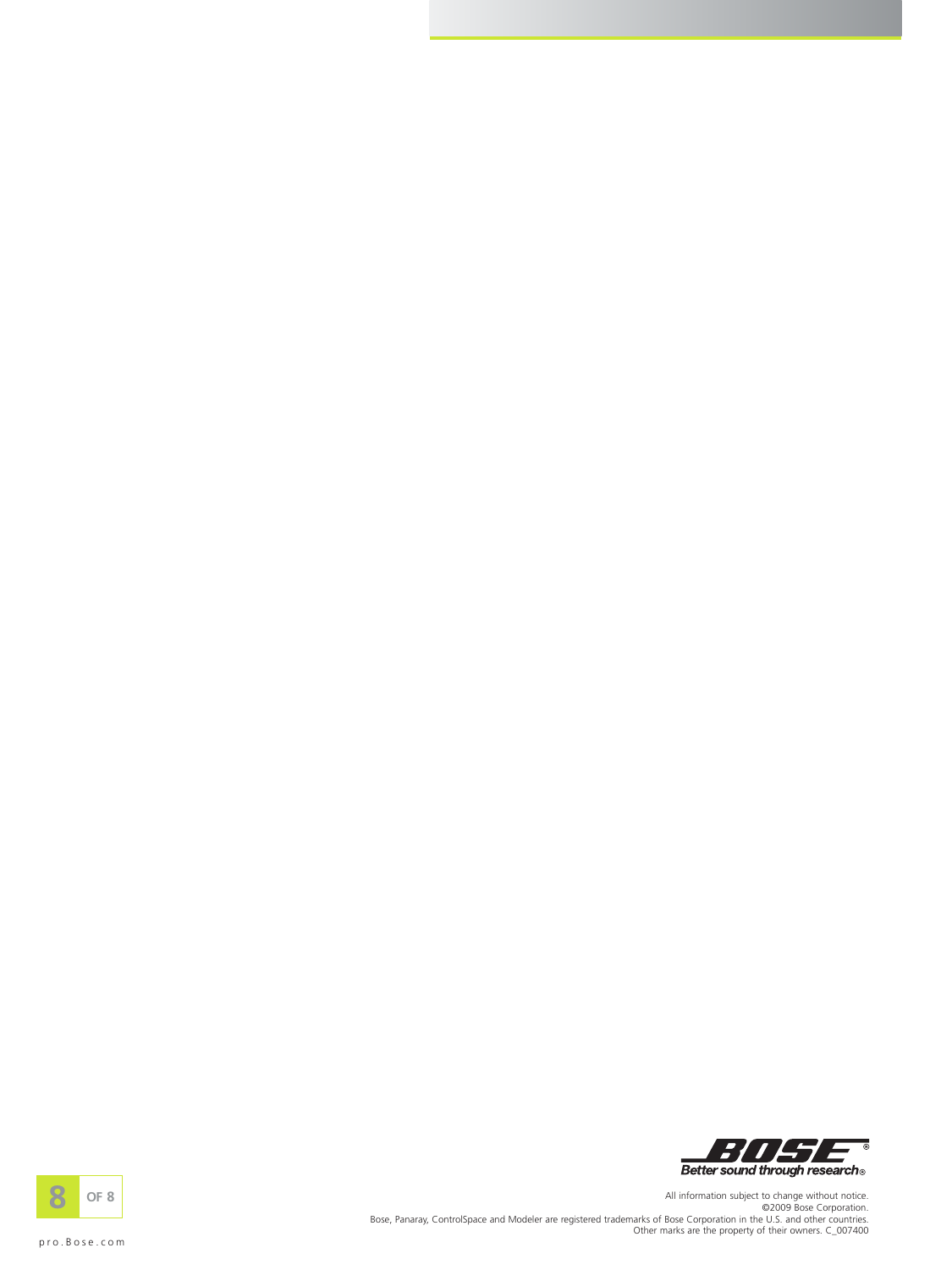Better sound through research®

All information subject to change without notice.
©2009 Bose Corporation.
Bose, Panaray, ControlSpace and Modeler are registered trademarks of Bose Corporation in the U.S. and other countries.
Other marks are the property of their owners. C_007400